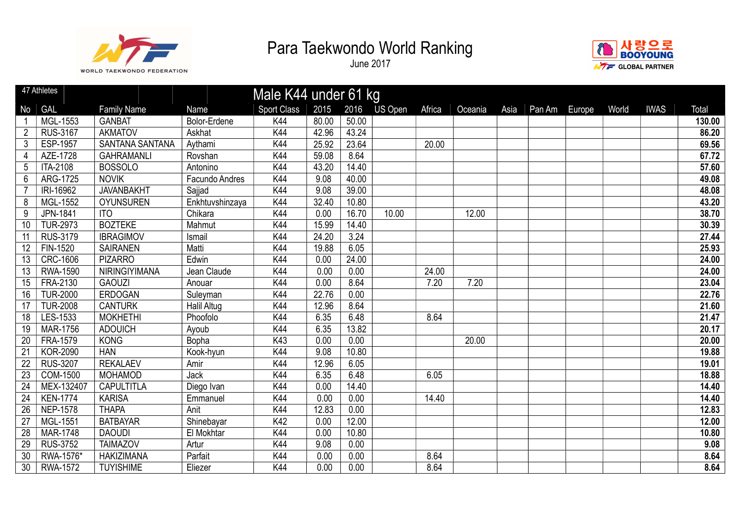# Para Taekwondo World Ranking

June 2017

47 Athletes

## Male K44 under 61 kg

| No | GAL | Family Name | Name | Sport Class | 2015 | 2016 | US Open | Africa | Oceania | Asia | Pan Am | Europe | World | IWAS | Total |
|---|---|---|---|---|---|---|---|---|---|---|---|---|---|---|---|
| 1 | MGL-1553 | GANBAT | Bolor-Erdene | K44 | 80.00 | 50.00 | | | | | | | | | **130.00** |
| 2 | RUS-3167 | AKMATOV | Askhat | K44 | 42.96 | 43.24 | | | | | | | | | **86.20** |
| 3 | ESP-1957 | SANTANA SANTANA | Aythami | K44 | 25.92 | 23.64 | | 20.00 | | | | | | | **69.56** |
| 4 | AZE-1728 | GAHRAMANLI | Rovshan | K44 | 59.08 | 8.64 | | | | | | | | | **67.72** |
| 5 | ITA-2108 | BOSSOLO | Antonino | K44 | 43.20 | 14.40 | | | | | | | | | **57.60** |
| 6 | ARG-1725 | NOVIK | Facundo Andres | K44 | 9.08 | 40.00 | | | | | | | | | **49.08** |
| 7 | IRI-16962 | JAVANBAKHT | Sajjad | K44 | 9.08 | 39.00 | | | | | | | | | **48.08** |
| 8 | MGL-1552 | OYUNSUREN | Enkhtuvshinzaya | K44 | 32.40 | 10.80 | | | | | | | | | **43.20** |
| 9 | JPN-1841 | ITO | Chikara | K44 | 0.00 | 16.70 | 10.00 | | 12.00 | | | | | | **38.70** |
| 10 | TUR-2973 | BOZTEKE | Mahmut | K44 | 15.99 | 14.40 | | | | | | | | | **30.39** |
| 11 | RUS-3179 | IBRAGIMOV | Ismail | K44 | 24.20 | 3.24 | | | | | | | | | **27.44** |
| 12 | FIN-1520 | SAIRANEN | Matti | K44 | 19.88 | 6.05 | | | | | | | | | **25.93** |
| 13 | CRC-1606 | PIZARRO | Edwin | K44 | 0.00 | 24.00 | | | | | | | | | **24.00** |
| 13 | RWA-1590 | NIRINGIYIMANA | Jean Claude | K44 | 0.00 | 0.00 | | 24.00 | | | | | | | **24.00** |
| 15 | FRA-2130 | GAOUZI | Anouar | K44 | 0.00 | 8.64 | | 7.20 | 7.20 | | | | | | **23.04** |
| 16 | TUR-2000 | ERDOGAN | Suleyman | K44 | 22.76 | 0.00 | | | | | | | | | **22.76** |
| 17 | TUR-2008 | CANTURK | Halil Altug | K44 | 12.96 | 8.64 | | | | | | | | | **21.60** |
| 18 | LES-1533 | MOKHETHI | Phoofolo | K44 | 6.35 | 6.48 | | 8.64 | | | | | | | **21.47** |
| 19 | MAR-1756 | ADOUICH | Ayoub | K44 | 6.35 | 13.82 | | | | | | | | | **20.17** |
| 20 | FRA-1579 | KONG | Bopha | K43 | 0.00 | 0.00 | | | 20.00 | | | | | | **20.00** |
| 21 | KOR-2090 | HAN | Kook-hyun | K44 | 9.08 | 10.80 | | | | | | | | | **19.88** |
| 22 | RUS-3207 | REKALAEV | Amir | K44 | 12.96 | 6.05 | | | | | | | | | **19.01** |
| 23 | COM-1500 | MOHAMOD | Jack | K44 | 6.35 | 6.48 | | 6.05 | | | | | | | **18.88** |
| 24 | MEX-132407 | CAPULTITLA | Diego Ivan | K44 | 0.00 | 14.40 | | | | | | | | | **14.40** |
| 24 | KEN-1774 | KARISA | Emmanuel | K44 | 0.00 | 0.00 | | 14.40 | | | | | | | **14.40** |
| 26 | NEP-1578 | THAPA | Anit | K44 | 12.83 | 0.00 | | | | | | | | | **12.83** |
| 27 | MGL-1551 | BATBAYAR | Shinebayar | K42 | 0.00 | 12.00 | | | | | | | | | **12.00** |
| 28 | MAR-1748 | DAOUDI | El Mokhtar | K44 | 0.00 | 10.80 | | | | | | | | | **10.80** |
| 29 | RUS-3752 | TAIMAZOV | Artur | K44 | 9.08 | 0.00 | | | | | | | | | **9.08** |
| 30 | RWA-1576* | HAKIZIMANA | Parfait | K44 | 0.00 | 0.00 | | 8.64 | | | | | | | **8.64** |
| 30 | RWA-1572 | TUYISHIME | Eliezer | K44 | 0.00 | 0.00 | | 8.64 | | | | | | | **8.64** |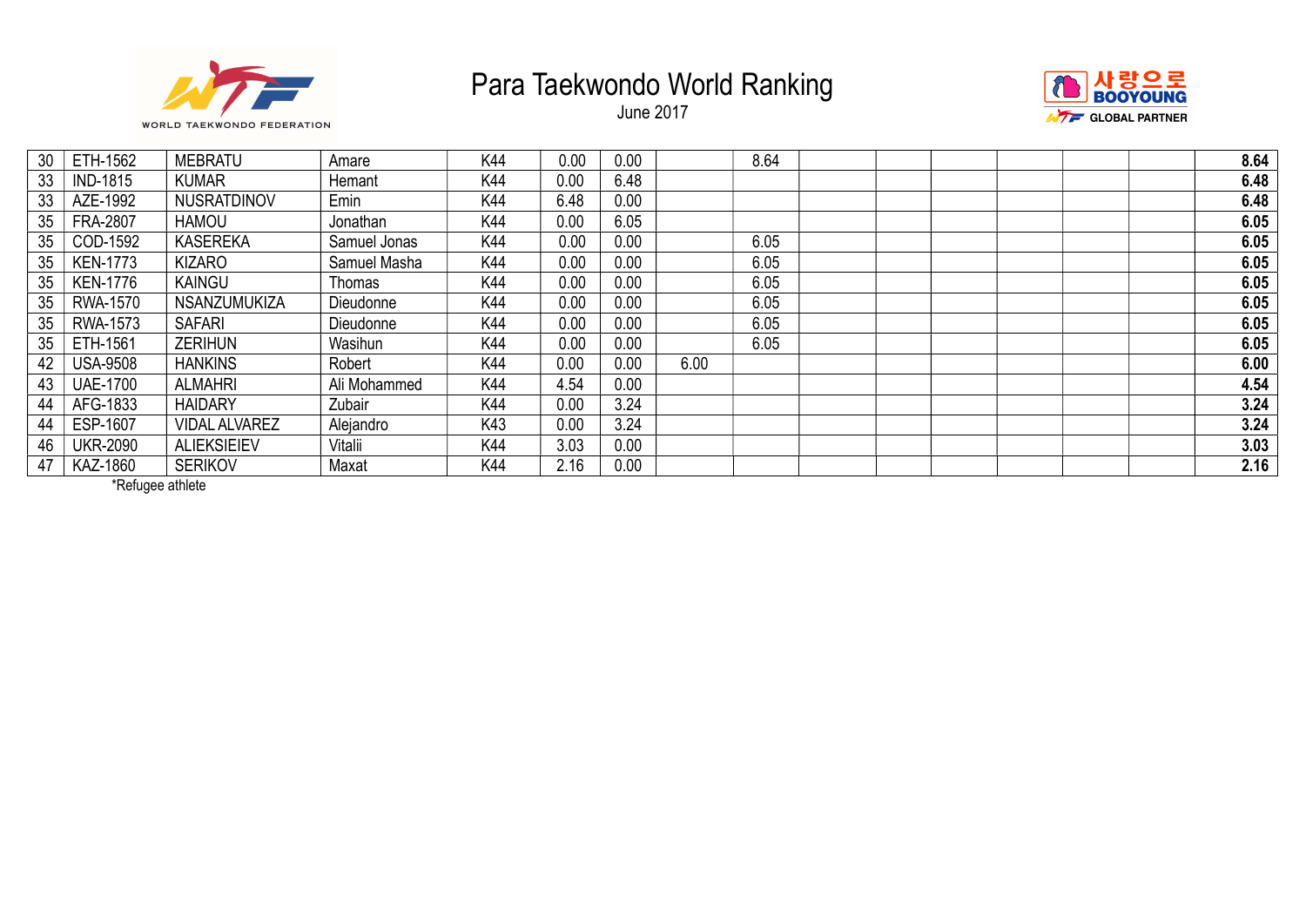| | | | | | | | | | | | | | | | |
|---|---|---|---|---|---|---|---|---|---|---|---|---|---|---|---|
| 30 | ETH-1562 | MEBRATU | Amare | K44 | 0.00 | 0.00 | | 8.64 | | | | | | | **8.64** |
| 33 | IND-1815 | KUMAR | Hemant | K44 | 0.00 | 6.48 | | | | | | | | | **6.48** |
| 33 | AZE-1992 | NUSRATDINOV | Emin | K44 | 6.48 | 0.00 | | | | | | | | | **6.48** |
| 35 | FRA-2807 | HAMOU | Jonathan | K44 | 0.00 | 6.05 | | | | | | | | | **6.05** |
| 35 | COD-1592 | KASEREKA | Samuel Jonas | K44 | 0.00 | 0.00 | | 6.05 | | | | | | | **6.05** |
| 35 | KEN-1773 | KIZARO | Samuel Masha | K44 | 0.00 | 0.00 | | 6.05 | | | | | | | **6.05** |
| 35 | KEN-1776 | KAINGU | Thomas | K44 | 0.00 | 0.00 | | 6.05 | | | | | | | **6.05** |
| 35 | RWA-1570 | NSANZUMUKIZA | Dieudonne | K44 | 0.00 | 0.00 | | 6.05 | | | | | | | **6.05** |
| 35 | RWA-1573 | SAFARI | Dieudonne | K44 | 0.00 | 0.00 | | 6.05 | | | | | | | **6.05** |
| 35 | ETH-1561 | ZERIHUN | Wasihun | K44 | 0.00 | 0.00 | | 6.05 | | | | | | | **6.05** |
| 42 | USA-9508 | HANKINS | Robert | K44 | 0.00 | 0.00 | 6.00 | | | | | | | | **6.00** |
| 43 | UAE-1700 | ALMAHRI | Ali Mohammed | K44 | 4.54 | 0.00 | | | | | | | | | **4.54** |
| 44 | AFG-1833 | HAIDARY | Zubair | K44 | 0.00 | 3.24 | | | | | | | | | **3.24** |
| 44 | ESP-1607 | VIDAL ALVAREZ | Alejandro | K43 | 0.00 | 3.24 | | | | | | | | | **3.24** |
| 46 | UKR-2090 | ALIEKSIEIEV | Vitalii | K44 | 3.03 | 0.00 | | | | | | | | | **3.03** |
| 47 | KAZ-1860 | SERIKOV | Maxat | K44 | 2.16 | 0.00 | | | | | | | | | **2.16** |

*Refugee athlete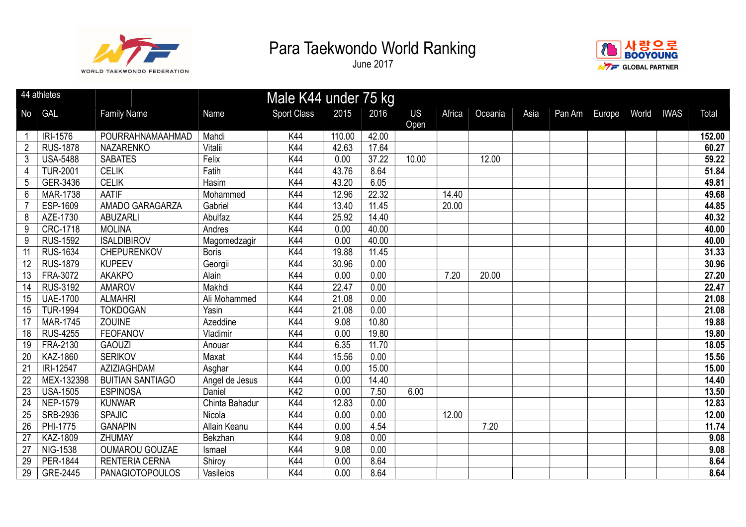# Para Taekwondo World Ranking

June 2017

WORLD TAEKWONDO FEDERATION

사랑으로 BOOYOUNG GLOBAL PARTNER

| 44 athletes | | | Male K44 under 75 kg | | | | | | | | | | | | | |
|---|---|---|---|---|---|---|---|---|---|---|---|---|---|---|---|---|
| No | GAL | Family Name | Name | Sport Class | 2015 | 2016 | US Open | Africa | Oceania | Asia | Pan Am | Europe | World | IWAS | Total |
| 1 | IRI-1576 | POURRAHNAMAAHMAD | Mahdi | K44 | 110.00 | 42.00 | | | | | | | | | **152.00** |
| 2 | RUS-1878 | NAZARENKO | Vitalii | K44 | 42.63 | 17.64 | | | | | | | | | **60.27** |
| 3 | USA-5488 | SABATES | Felix | K44 | 0.00 | 37.22 | 10.00 | | 12.00 | | | | | | **59.22** |
| 4 | TUR-2001 | CELIK | Fatih | K44 | 43.76 | 8.64 | | | | | | | | | **51.84** |
| 5 | GER-3436 | CELIK | Hasim | K44 | 43.20 | 6.05 | | | | | | | | | **49.81** |
| 6 | MAR-1738 | AATIF | Mohammed | K44 | 12.96 | 22.32 | | 14.40 | | | | | | | **49.68** |
| 7 | ESP-1609 | AMADO GARAGARZA | Gabriel | K44 | 13.40 | 11.45 | | 20.00 | | | | | | | **44.85** |
| 8 | AZE-1730 | ABUZARLI | Abulfaz | K44 | 25.92 | 14.40 | | | | | | | | | **40.32** |
| 9 | CRC-1718 | MOLINA | Andres | K44 | 0.00 | 40.00 | | | | | | | | | **40.00** |
| 9 | RUS-1592 | ISALDIBIROV | Magomedzagir | K44 | 0.00 | 40.00 | | | | | | | | | **40.00** |
| 11 | RUS-1634 | CHEPURENKOV | Boris | K44 | 19.88 | 11.45 | | | | | | | | | **31.33** |
| 12 | RUS-1879 | KUPEEV | Georgii | K44 | 30.96 | 0.00 | | | | | | | | | **30.96** |
| 13 | FRA-3072 | AKAKPO | Alain | K44 | 0.00 | 0.00 | | 7.20 | 20.00 | | | | | | **27.20** |
| 14 | RUS-3192 | AMAROV | Makhdi | K44 | 22.47 | 0.00 | | | | | | | | | **22.47** |
| 15 | UAE-1700 | ALMAHRI | Ali Mohammed | K44 | 21.08 | 0.00 | | | | | | | | | **21.08** |
| 15 | TUR-1994 | TOKDOGAN | Yasin | K44 | 21.08 | 0.00 | | | | | | | | | **21.08** |
| 17 | MAR-1745 | ZOUINE | Azeddine | K44 | 9.08 | 10.80 | | | | | | | | | **19.88** |
| 18 | RUS-4255 | FEOFANOV | Vladimir | K44 | 0.00 | 19.80 | | | | | | | | | **19.80** |
| 19 | FRA-2130 | GAOUZI | Anouar | K44 | 6.35 | 11.70 | | | | | | | | | **18.05** |
| 20 | KAZ-1860 | SERIKOV | Maxat | K44 | 15.56 | 0.00 | | | | | | | | | **15.56** |
| 21 | IRI-12547 | AZIZIAGHDAM | Asghar | K44 | 0.00 | 15.00 | | | | | | | | | **15.00** |
| 22 | MEX-132398 | BUITIAN SANTIAGO | Angel de Jesus | K44 | 0.00 | 14.40 | | | | | | | | | **14.40** |
| 23 | USA-1505 | ESPINOSA | Daniel | K42 | 0.00 | 7.50 | 6.00 | | | | | | | | **13.50** |
| 24 | NEP-1579 | KUNWAR | Chinta Bahadur | K44 | 12.83 | 0.00 | | | | | | | | | **12.83** |
| 25 | SRB-2936 | SPAJIC | Nicola | K44 | 0.00 | 0.00 | | 12.00 | | | | | | | **12.00** |
| 26 | PHI-1775 | GANAPIN | Allain Keanu | K44 | 0.00 | 4.54 | | | 7.20 | | | | | | **11.74** |
| 27 | KAZ-1809 | ZHUMAY | Bekzhan | K44 | 9.08 | 0.00 | | | | | | | | | **9.08** |
| 27 | NIG-1538 | OUMAROU GOUZAE | Ismael | K44 | 9.08 | 0.00 | | | | | | | | | **9.08** |
| 29 | PER-1844 | RENTERIA CERNA | Shiroy | K44 | 0.00 | 8.64 | | | | | | | | | **8.64** |
| 29 | GRE-2445 | PANAGIOTOPOULOS | Vasileios | K44 | 0.00 | 8.64 | | | | | | | | | **8.64** |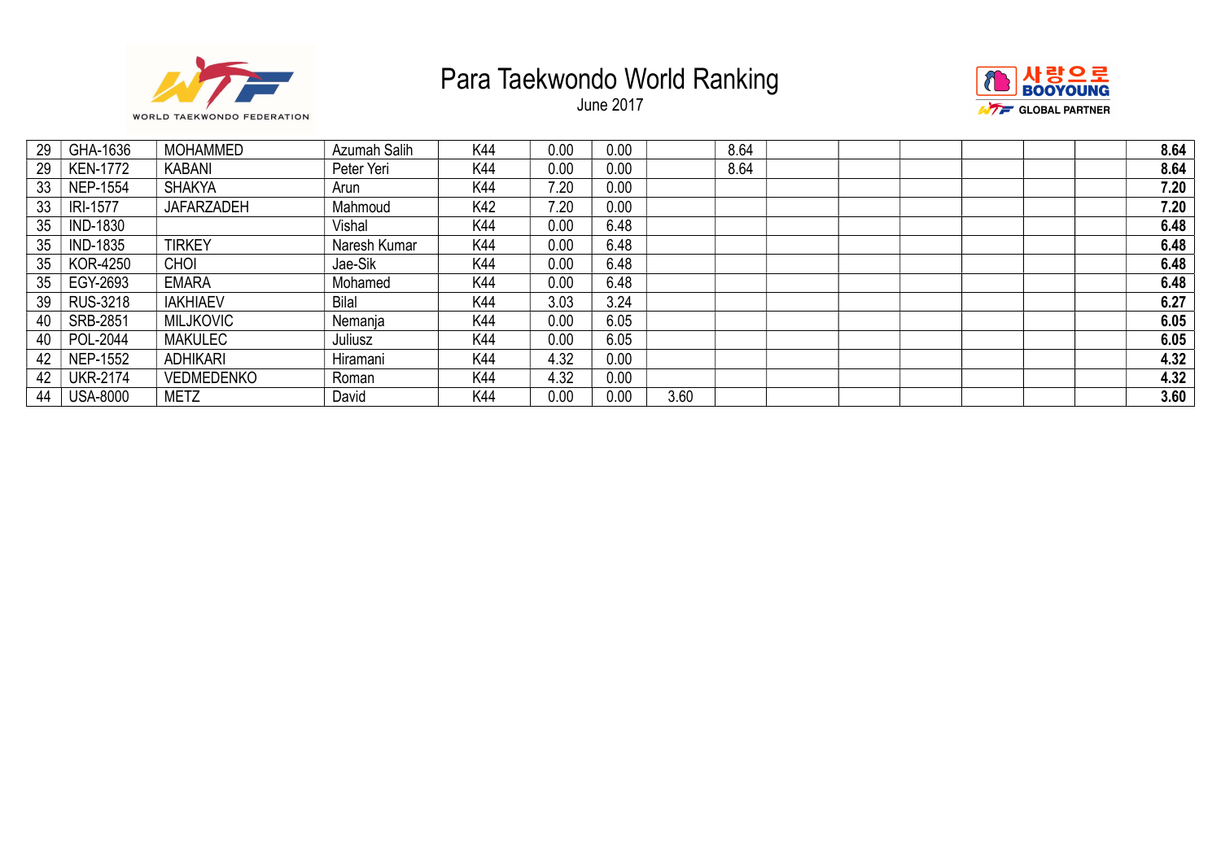| | | | | | | | | | | | | | | | |
|---|---|---|---|---|---|---|---|---|---|---|---|---|---|---|---|
| 29 | GHA-1636 | MOHAMMED | Azumah Salih | K44 | 0.00 | 0.00 | | 8.64 | | | | | | | **8.64** |
| 29 | KEN-1772 | KABANI | Peter Yeri | K44 | 0.00 | 0.00 | | 8.64 | | | | | | | **8.64** |
| 33 | NEP-1554 | SHAKYA | Arun | K44 | 7.20 | 0.00 | | | | | | | | | **7.20** |
| 33 | IRI-1577 | JAFARZADEH | Mahmoud | K42 | 7.20 | 0.00 | | | | | | | | | **7.20** |
| 35 | IND-1830 | | Vishal | K44 | 0.00 | 6.48 | | | | | | | | | **6.48** |
| 35 | IND-1835 | TIRKEY | Naresh Kumar | K44 | 0.00 | 6.48 | | | | | | | | | **6.48** |
| 35 | KOR-4250 | CHOI | Jae-Sik | K44 | 0.00 | 6.48 | | | | | | | | | **6.48** |
| 35 | EGY-2693 | EMARA | Mohamed | K44 | 0.00 | 6.48 | | | | | | | | | **6.48** |
| 39 | RUS-3218 | IAKHIAEV | Bilal | K44 | 3.03 | 3.24 | | | | | | | | | **6.27** |
| 40 | SRB-2851 | MILJKOVIC | Nemanja | K44 | 0.00 | 6.05 | | | | | | | | | **6.05** |
| 40 | POL-2044 | MAKULEC | Juliusz | K44 | 0.00 | 6.05 | | | | | | | | | **6.05** |
| 42 | NEP-1552 | ADHIKARI | Hiramani | K44 | 4.32 | 0.00 | | | | | | | | | **4.32** |
| 42 | UKR-2174 | VEDMEDENKO | Roman | K44 | 4.32 | 0.00 | | | | | | | | | **4.32** |
| 44 | USA-8000 | METZ | David | K44 | 0.00 | 0.00 | 3.60 | | | | | | | | **3.60** |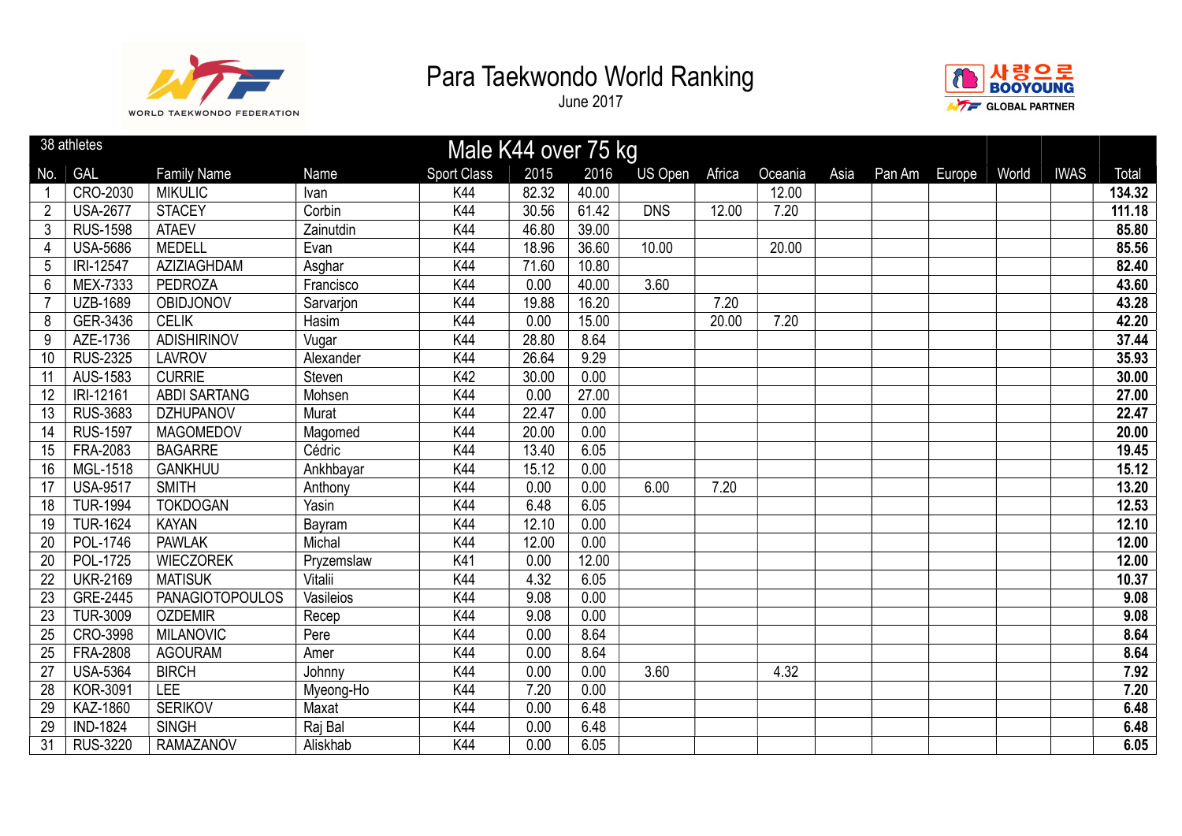# Para Taekwondo World Ranking

June 2017

WORLD TAEKWONDO FEDERATION

사랑으로 BOOYOUNG GLOBAL PARTNER

38 athletes

## Male K44 over 75 kg

| No. | GAL | Family Name | Name | Sport Class | 2015 | 2016 | US Open | Africa | Oceania | Asia | Pan Am | Europe | World | IWAS | Total |
|---|---|---|---|---|---|---|---|---|---|---|---|---|---|---|---|
| 1 | CRO-2030 | MIKULIC | Ivan | K44 | 82.32 | 40.00 | | | 12.00 | | | | | | **134.32** |
| 2 | USA-2677 | STACEY | Corbin | K44 | 30.56 | 61.42 | DNS | 12.00 | 7.20 | | | | | | **111.18** |
| 3 | RUS-1598 | ATAEV | Zainutdin | K44 | 46.80 | 39.00 | | | | | | | | | **85.80** |
| 4 | USA-5686 | MEDELL | Evan | K44 | 18.96 | 36.60 | 10.00 | | 20.00 | | | | | | **85.56** |
| 5 | IRI-12547 | AZIZIAGHDAM | Asghar | K44 | 71.60 | 10.80 | | | | | | | | | **82.40** |
| 6 | MEX-7333 | PEDROZA | Francisco | K44 | 0.00 | 40.00 | 3.60 | | | | | | | | **43.60** |
| 7 | UZB-1689 | OBIDJONOV | Sarvarjon | K44 | 19.88 | 16.20 | | 7.20 | | | | | | | **43.28** |
| 8 | GER-3436 | CELIK | Hasim | K44 | 0.00 | 15.00 | | 20.00 | 7.20 | | | | | | **42.20** |
| 9 | AZE-1736 | ADISHIRINOV | Vugar | K44 | 28.80 | 8.64 | | | | | | | | | **37.44** |
| 10 | RUS-2325 | LAVROV | Alexander | K44 | 26.64 | 9.29 | | | | | | | | | **35.93** |
| 11 | AUS-1583 | CURRIE | Steven | K42 | 30.00 | 0.00 | | | | | | | | | **30.00** |
| 12 | IRI-12161 | ABDI SARTANG | Mohsen | K44 | 0.00 | 27.00 | | | | | | | | | **27.00** |
| 13 | RUS-3683 | DZHUPANOV | Murat | K44 | 22.47 | 0.00 | | | | | | | | | **22.47** |
| 14 | RUS-1597 | MAGOMEDOV | Magomed | K44 | 20.00 | 0.00 | | | | | | | | | **20.00** |
| 15 | FRA-2083 | BAGARRE | Cédric | K44 | 13.40 | 6.05 | | | | | | | | | **19.45** |
| 16 | MGL-1518 | GANKHUU | Ankhbayar | K44 | 15.12 | 0.00 | | | | | | | | | **15.12** |
| 17 | USA-9517 | SMITH | Anthony | K44 | 0.00 | 0.00 | 6.00 | 7.20 | | | | | | | **13.20** |
| 18 | TUR-1994 | TOKDOGAN | Yasin | K44 | 6.48 | 6.05 | | | | | | | | | **12.53** |
| 19 | TUR-1624 | KAYAN | Bayram | K44 | 12.10 | 0.00 | | | | | | | | | **12.10** |
| 20 | POL-1746 | PAWLAK | Michal | K44 | 12.00 | 0.00 | | | | | | | | | **12.00** |
| 20 | POL-1725 | WIECZOREK | Pryzemslaw | K41 | 0.00 | 12.00 | | | | | | | | | **12.00** |
| 22 | UKR-2169 | MATISUK | Vitalii | K44 | 4.32 | 6.05 | | | | | | | | | **10.37** |
| 23 | GRE-2445 | PANAGIOTOPOULOS | Vasileios | K44 | 9.08 | 0.00 | | | | | | | | | **9.08** |
| 23 | TUR-3009 | OZDEMIR | Recep | K44 | 9.08 | 0.00 | | | | | | | | | **9.08** |
| 25 | CRO-3998 | MILANOVIC | Pere | K44 | 0.00 | 8.64 | | | | | | | | | **8.64** |
| 25 | FRA-2808 | AGOURAM | Amer | K44 | 0.00 | 8.64 | | | | | | | | | **8.64** |
| 27 | USA-5364 | BIRCH | Johnny | K44 | 0.00 | 0.00 | 3.60 | | 4.32 | | | | | | **7.92** |
| 28 | KOR-3091 | LEE | Myeong-Ho | K44 | 7.20 | 0.00 | | | | | | | | | **7.20** |
| 29 | KAZ-1860 | SERIKOV | Maxat | K44 | 0.00 | 6.48 | | | | | | | | | **6.48** |
| 29 | IND-1824 | SINGH | Raj Bal | K44 | 0.00 | 6.48 | | | | | | | | | **6.48** |
| 31 | RUS-3220 | RAMAZANOV | Aliskhab | K44 | 0.00 | 6.05 | | | | | | | | | **6.05** |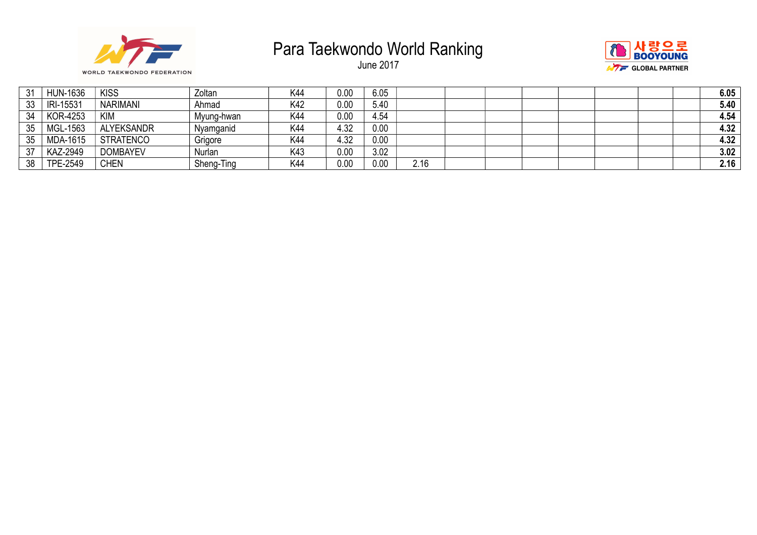# Para Taekwondo World Ranking

June 2017

| | | | | | | | | | | | | | | | |
|---|---|---|---|---|---|---|---|---|---|---|---|---|---|---|---|
| 31 | HUN-1636 | KISS | Zoltan | K44 | 0.00 | 6.05 | | | | | | | | | **6.05** |
| 33 | IRI-15531 | NARIMANI | Ahmad | K42 | 0.00 | 5.40 | | | | | | | | | **5.40** |
| 34 | KOR-4253 | KIM | Myung-hwan | K44 | 0.00 | 4.54 | | | | | | | | | **4.54** |
| 35 | MGL-1563 | ALYEKSANDR | Nyamganid | K44 | 4.32 | 0.00 | | | | | | | | | **4.32** |
| 35 | MDA-1615 | STRATENCO | Grigore | K44 | 4.32 | 0.00 | | | | | | | | | **4.32** |
| 37 | KAZ-2949 | DOMBAYEV | Nurlan | K43 | 0.00 | 3.02 | | | | | | | | | **3.02** |
| 38 | TPE-2549 | CHEN | Sheng-Ting | K44 | 0.00 | 0.00 | 2.16 | | | | | | | | **2.16** |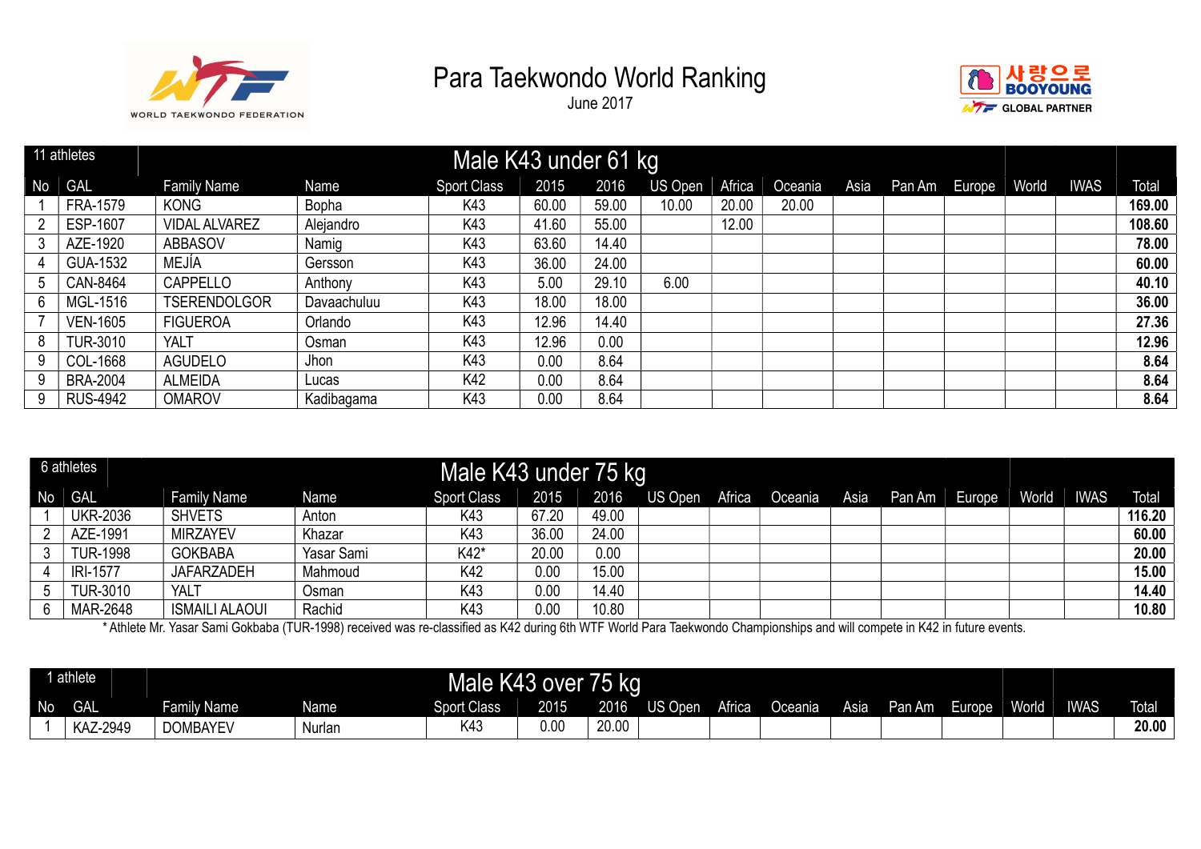# Para Taekwondo World Ranking

June 2017

| 11 athletes | | Male K43 under 61 kg | | | | | | | | | | | | | |
|---|---|---|---|---|---|---|---|---|---|---|---|---|---|---|---|
| No | GAL | Family Name | Name | Sport Class | 2015 | 2016 | US Open | Africa | Oceania | Asia | Pan Am | Europe | World | IWAS | Total |
| 1 | FRA-1579 | KONG | Bopha | K43 | 60.00 | 59.00 | 10.00 | 20.00 | 20.00 | | | | | | **169.00** |
| 2 | ESP-1607 | VIDAL ALVAREZ | Alejandro | K43 | 41.60 | 55.00 | | 12.00 | | | | | | | **108.60** |
| 3 | AZE-1920 | ABBASOV | Namig | K43 | 63.60 | 14.40 | | | | | | | | | **78.00** |
| 4 | GUA-1532 | MEJÍA | Gersson | K43 | 36.00 | 24.00 | | | | | | | | | **60.00** |
| 5 | CAN-8464 | CAPPELLO | Anthony | K43 | 5.00 | 29.10 | 6.00 | | | | | | | | **40.10** |
| 6 | MGL-1516 | TSERENDOLGOR | Davaachuluu | K43 | 18.00 | 18.00 | | | | | | | | | **36.00** |
| 7 | VEN-1605 | FIGUEROA | Orlando | K43 | 12.96 | 14.40 | | | | | | | | | **27.36** |
| 8 | TUR-3010 | YALT | Osman | K43 | 12.96 | 0.00 | | | | | | | | | **12.96** |
| 9 | COL-1668 | AGUDELO | Jhon | K43 | 0.00 | 8.64 | | | | | | | | | **8.64** |
| 9 | BRA-2004 | ALMEIDA | Lucas | K42 | 0.00 | 8.64 | | | | | | | | | **8.64** |
| 9 | RUS-4942 | OMAROV | Kadibagama | K43 | 0.00 | 8.64 | | | | | | | | | **8.64** |

| 6 athletes | | Male K43 under 75 kg | | | | | | | | | | | | | |
|---|---|---|---|---|---|---|---|---|---|---|---|---|---|---|---|
| No | GAL | Family Name | Name | Sport Class | 2015 | 2016 | US Open | Africa | Oceania | Asia | Pan Am | Europe | World | IWAS | Total |
| 1 | UKR-2036 | SHVETS | Anton | K43 | 67.20 | 49.00 | | | | | | | | | **116.20** |
| 2 | AZE-1991 | MIRZAYEV | Khazar | K43 | 36.00 | 24.00 | | | | | | | | | **60.00** |
| 3 | TUR-1998 | GOKBABA | Yasar Sami | K42* | 20.00 | 0.00 | | | | | | | | | **20.00** |
| 4 | IRI-1577 | JAFARZADEH | Mahmoud | K42 | 0.00 | 15.00 | | | | | | | | | **15.00** |
| 5 | TUR-3010 | YALT | Osman | K43 | 0.00 | 14.40 | | | | | | | | | **14.40** |
| 6 | MAR-2648 | ISMAILI ALAOUI | Rachid | K43 | 0.00 | 10.80 | | | | | | | | | **10.80** |

* Athlete Mr. Yasar Sami Gokbaba (TUR-1998) received was re-classified as K42 during 6th WTF World Para Taekwondo Championships and will compete in K42 in future events.

| 1 athlete | | Male K43 over 75 kg | | | | | | | | | | | | | |
|---|---|---|---|---|---|---|---|---|---|---|---|---|---|---|---|
| No | GAL | Family Name | Name | Sport Class | 2015 | 2016 | US Open | Africa | Oceania | Asia | Pan Am | Europe | World | IWAS | Total |
| 1 | KAZ-2949 | DOMBAYEV | Nurlan | K43 | 0.00 | 20.00 | | | | | | | | | **20.00** |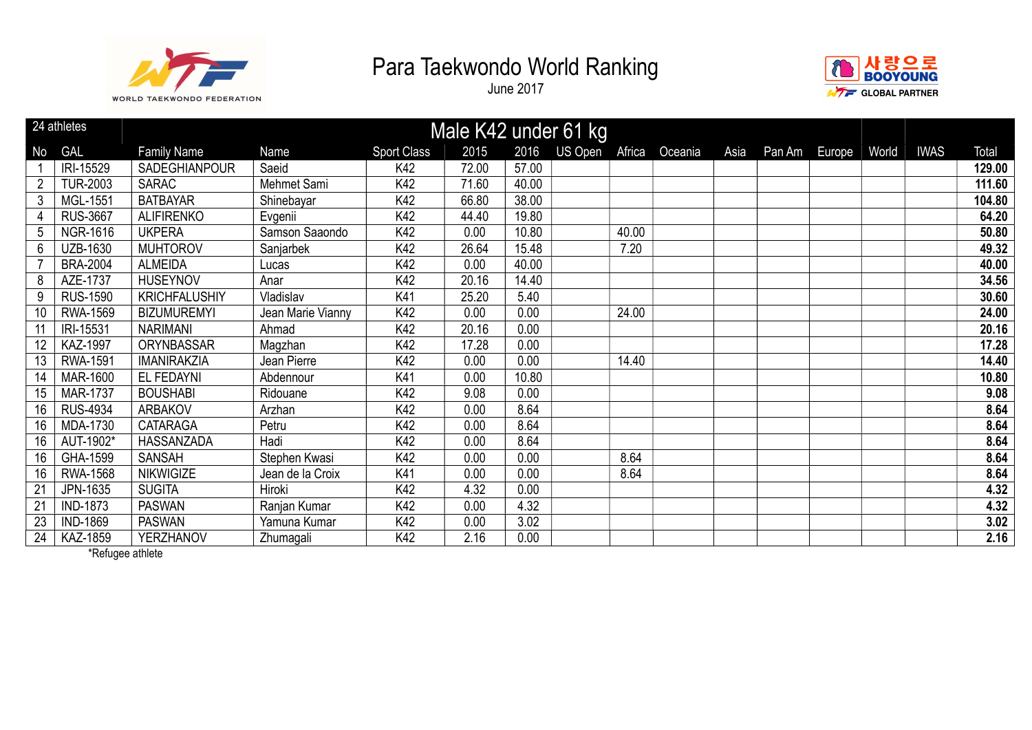# Para Taekwondo World Ranking

June 2017

WORLD TAEKWONDO FEDERATION

사랑으로 BOOYOUNG GLOBAL PARTNER

| 24 athletes | | | Male K42 under 61 kg | | | | | | | | | | | | |
|---|---|---|---|---|---|---|---|---|---|---|---|---|---|---|---|
| No | GAL | Family Name | Name | Sport Class | 2015 | 2016 | US Open | Africa | Oceania | Asia | Pan Am | Europe | World | IWAS | Total |
| 1 | IRI-15529 | SADEGHIANPOUR | Saeid | K42 | 72.00 | 57.00 | | | | | | | | | **129.00** |
| 2 | TUR-2003 | SARAC | Mehmet Sami | K42 | 71.60 | 40.00 | | | | | | | | | **111.60** |
| 3 | MGL-1551 | BATBAYAR | Shinebayar | K42 | 66.80 | 38.00 | | | | | | | | | **104.80** |
| 4 | RUS-3667 | ALIFIRENKO | Evgenii | K42 | 44.40 | 19.80 | | | | | | | | | **64.20** |
| 5 | NGR-1616 | UKPERA | Samson Saaondo | K42 | 0.00 | 10.80 | | 40.00 | | | | | | | **50.80** |
| 6 | UZB-1630 | MUHTOROV | Sanjarbek | K42 | 26.64 | 15.48 | | 7.20 | | | | | | | **49.32** |
| 7 | BRA-2004 | ALMEIDA | Lucas | K42 | 0.00 | 40.00 | | | | | | | | | **40.00** |
| 8 | AZE-1737 | HUSEYNOV | Anar | K42 | 20.16 | 14.40 | | | | | | | | | **34.56** |
| 9 | RUS-1590 | KRICHFALUSHIY | Vladislav | K41 | 25.20 | 5.40 | | | | | | | | | **30.60** |
| 10 | RWA-1569 | BIZUMUREMYI | Jean Marie Vianny | K42 | 0.00 | 0.00 | | 24.00 | | | | | | | **24.00** |
| 11 | IRI-15531 | NARIMANI | Ahmad | K42 | 20.16 | 0.00 | | | | | | | | | **20.16** |
| 12 | KAZ-1997 | ORYNBASSAR | Magzhan | K42 | 17.28 | 0.00 | | | | | | | | | **17.28** |
| 13 | RWA-1591 | IMANIRAKZIA | Jean Pierre | K42 | 0.00 | 0.00 | | 14.40 | | | | | | | **14.40** |
| 14 | MAR-1600 | EL FEDAYNI | Abdennour | K41 | 0.00 | 10.80 | | | | | | | | | **10.80** |
| 15 | MAR-1737 | BOUSHABI | Ridouane | K42 | 9.08 | 0.00 | | | | | | | | | **9.08** |
| 16 | RUS-4934 | ARBAKOV | Arzhan | K42 | 0.00 | 8.64 | | | | | | | | | **8.64** |
| 16 | MDA-1730 | CATARAGA | Petru | K42 | 0.00 | 8.64 | | | | | | | | | **8.64** |
| 16 | AUT-1902* | HASSANZADA | Hadi | K42 | 0.00 | 8.64 | | | | | | | | | **8.64** |
| 16 | GHA-1599 | SANSAH | Stephen Kwasi | K42 | 0.00 | 0.00 | | 8.64 | | | | | | | **8.64** |
| 16 | RWA-1568 | NIKWIGIZE | Jean de la Croix | K41 | 0.00 | 0.00 | | 8.64 | | | | | | | **8.64** |
| 21 | JPN-1635 | SUGITA | Hiroki | K42 | 4.32 | 0.00 | | | | | | | | | **4.32** |
| 21 | IND-1873 | PASWAN | Ranjan Kumar | K42 | 0.00 | 4.32 | | | | | | | | | **4.32** |
| 23 | IND-1869 | PASWAN | Yamuna Kumar | K42 | 0.00 | 3.02 | | | | | | | | | **3.02** |
| 24 | KAZ-1859 | YERZHANOV | Zhumagali | K42 | 2.16 | 0.00 | | | | | | | | | **2.16** |

*Refugee athlete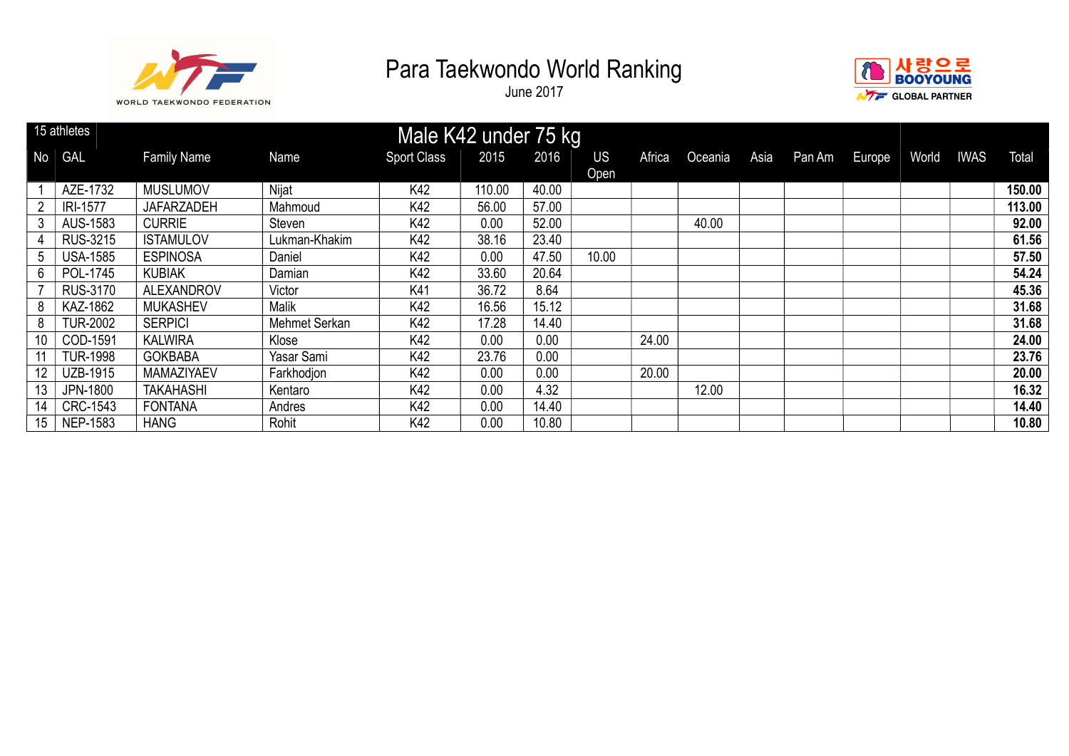# Para Taekwondo World Ranking

June 2017

## Male K42 under 75 kg

15 athletes

| No | GAL | Family Name | Name | Sport Class | 2015 | 2016 | US Open | Africa | Oceania | Asia | Pan Am | Europe | World | IWAS | Total |
|---|---|---|---|---|---|---|---|---|---|---|---|---|---|---|---|
| 1 | AZE-1732 | MUSLUMOV | Nijat | K42 | 110.00 | 40.00 | | | | | | | | | **150.00** |
| 2 | IRI-1577 | JAFARZADEH | Mahmoud | K42 | 56.00 | 57.00 | | | | | | | | | **113.00** |
| 3 | AUS-1583 | CURRIE | Steven | K42 | 0.00 | 52.00 | | | 40.00 | | | | | | **92.00** |
| 4 | RUS-3215 | ISTAMULOV | Lukman-Khakim | K42 | 38.16 | 23.40 | | | | | | | | | **61.56** |
| 5 | USA-1585 | ESPINOSA | Daniel | K42 | 0.00 | 47.50 | 10.00 | | | | | | | | **57.50** |
| 6 | POL-1745 | KUBIAK | Damian | K42 | 33.60 | 20.64 | | | | | | | | | **54.24** |
| 7 | RUS-3170 | ALEXANDROV | Victor | K41 | 36.72 | 8.64 | | | | | | | | | **45.36** |
| 8 | KAZ-1862 | MUKASHEV | Malik | K42 | 16.56 | 15.12 | | | | | | | | | **31.68** |
| 8 | TUR-2002 | SERPICI | Mehmet Serkan | K42 | 17.28 | 14.40 | | | | | | | | | **31.68** |
| 10 | COD-1591 | KALWIRA | Klose | K42 | 0.00 | 0.00 | | 24.00 | | | | | | | **24.00** |
| 11 | TUR-1998 | GOKBABA | Yasar Sami | K42 | 23.76 | 0.00 | | | | | | | | | **23.76** |
| 12 | UZB-1915 | MAMAZIYAEV | Farkhodjon | K42 | 0.00 | 0.00 | | 20.00 | | | | | | | **20.00** |
| 13 | JPN-1800 | TAKAHASHI | Kentaro | K42 | 0.00 | 4.32 | | | 12.00 | | | | | | **16.32** |
| 14 | CRC-1543 | FONTANA | Andres | K42 | 0.00 | 14.40 | | | | | | | | | **14.40** |
| 15 | NEP-1583 | HANG | Rohit | K42 | 0.00 | 10.80 | | | | | | | | | **10.80** |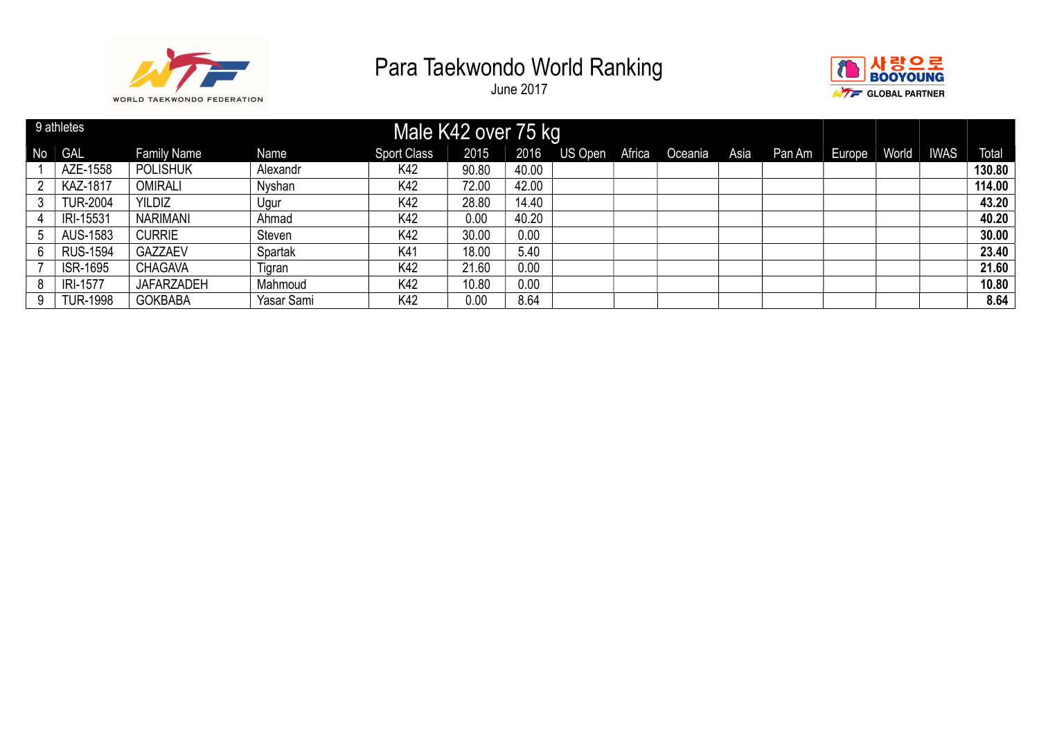# Para Taekwondo World Ranking

June 2017

## Male K42 over 75 kg

9 athletes

| No | GAL | Family Name | Name | Sport Class | 2015 | 2016 | US Open | Africa | Oceania | Asia | Pan Am | Europe | World | IWAS | Total |
|---|---|---|---|---|---|---|---|---|---|---|---|---|---|---|---|
| 1 | AZE-1558 | POLISHUK | Alexandr | K42 | 90.80 | 40.00 | | | | | | | | | **130.80** |
| 2 | KAZ-1817 | OMIRALI | Nyshan | K42 | 72.00 | 42.00 | | | | | | | | | **114.00** |
| 3 | TUR-2004 | YILDIZ | Ugur | K42 | 28.80 | 14.40 | | | | | | | | | **43.20** |
| 4 | IRI-15531 | NARIMANI | Ahmad | K42 | 0.00 | 40.20 | | | | | | | | | **40.20** |
| 5 | AUS-1583 | CURRIE | Steven | K42 | 30.00 | 0.00 | | | | | | | | | **30.00** |
| 6 | RUS-1594 | GAZZAEV | Spartak | K41 | 18.00 | 5.40 | | | | | | | | | **23.40** |
| 7 | ISR-1695 | CHAGAVA | Tigran | K42 | 21.60 | 0.00 | | | | | | | | | **21.60** |
| 8 | IRI-1577 | JAFARZADEH | Mahmoud | K42 | 10.80 | 0.00 | | | | | | | | | **10.80** |
| 9 | TUR-1998 | GOKBABA | Yasar Sami | K42 | 0.00 | 8.64 | | | | | | | | | **8.64** |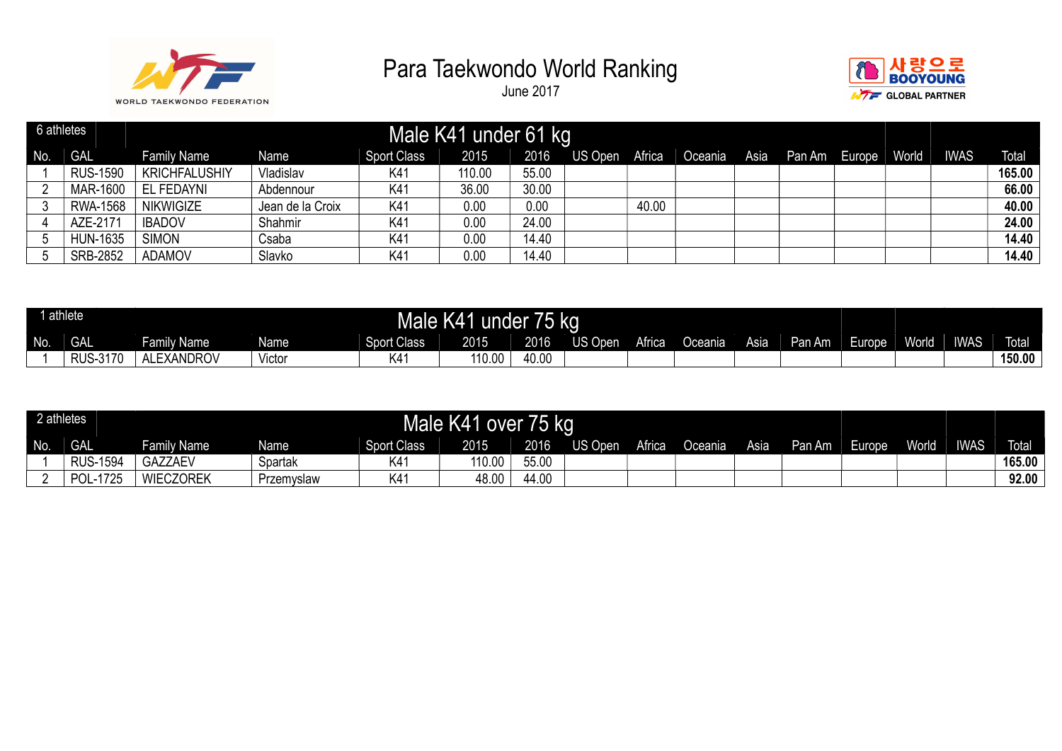# Para Taekwondo World Ranking

June 2017

## Male K41 under 61 kg

6 athletes

| No. | GAL | Family Name | Name | Sport Class | 2015 | 2016 | US Open | Africa | Oceania | Asia | Pan Am | Europe | World | IWAS | Total |
|---|---|---|---|---|---|---|---|---|---|---|---|---|---|---|---|
| 1 | RUS-1590 | KRICHFALUSHIY | Vladislav | K41 | 110.00 | 55.00 | | | | | | | | | **165.00** |
| 2 | MAR-1600 | EL FEDAYNI | Abdennour | K41 | 36.00 | 30.00 | | | | | | | | | **66.00** |
| 3 | RWA-1568 | NIKWIGIZE | Jean de la Croix | K41 | 0.00 | 0.00 | | 40.00 | | | | | | | **40.00** |
| 4 | AZE-2171 | IBADOV | Shahmir | K41 | 0.00 | 24.00 | | | | | | | | | **24.00** |
| 5 | HUN-1635 | SIMON | Csaba | K41 | 0.00 | 14.40 | | | | | | | | | **14.40** |
| 5 | SRB-2852 | ADAMOV | Slavko | K41 | 0.00 | 14.40 | | | | | | | | | **14.40** |

## Male K41 under 75 kg

1 athlete

| No. | GAL | Family Name | Name | Sport Class | 2015 | 2016 | US Open | Africa | Oceania | Asia | Pan Am | Europe | World | IWAS | Total |
|---|---|---|---|---|---|---|---|---|---|---|---|---|---|---|---|
| 1 | RUS-3170 | ALEXANDROV | Victor | K41 | 110.00 | 40.00 | | | | | | | | | **150.00** |

## Male K41 over 75 kg

2 athletes

| No. | GAL | Family Name | Name | Sport Class | 2015 | 2016 | US Open | Africa | Oceania | Asia | Pan Am | Europe | World | IWAS | Total |
|---|---|---|---|---|---|---|---|---|---|---|---|---|---|---|---|
| 1 | RUS-1594 | GAZZAEV | Spartak | K41 | 110.00 | 55.00 | | | | | | | | | **165.00** |
| 2 | POL-1725 | WIECZOREK | Przemyslaw | K41 | 48.00 | 44.00 | | | | | | | | | **92.00** |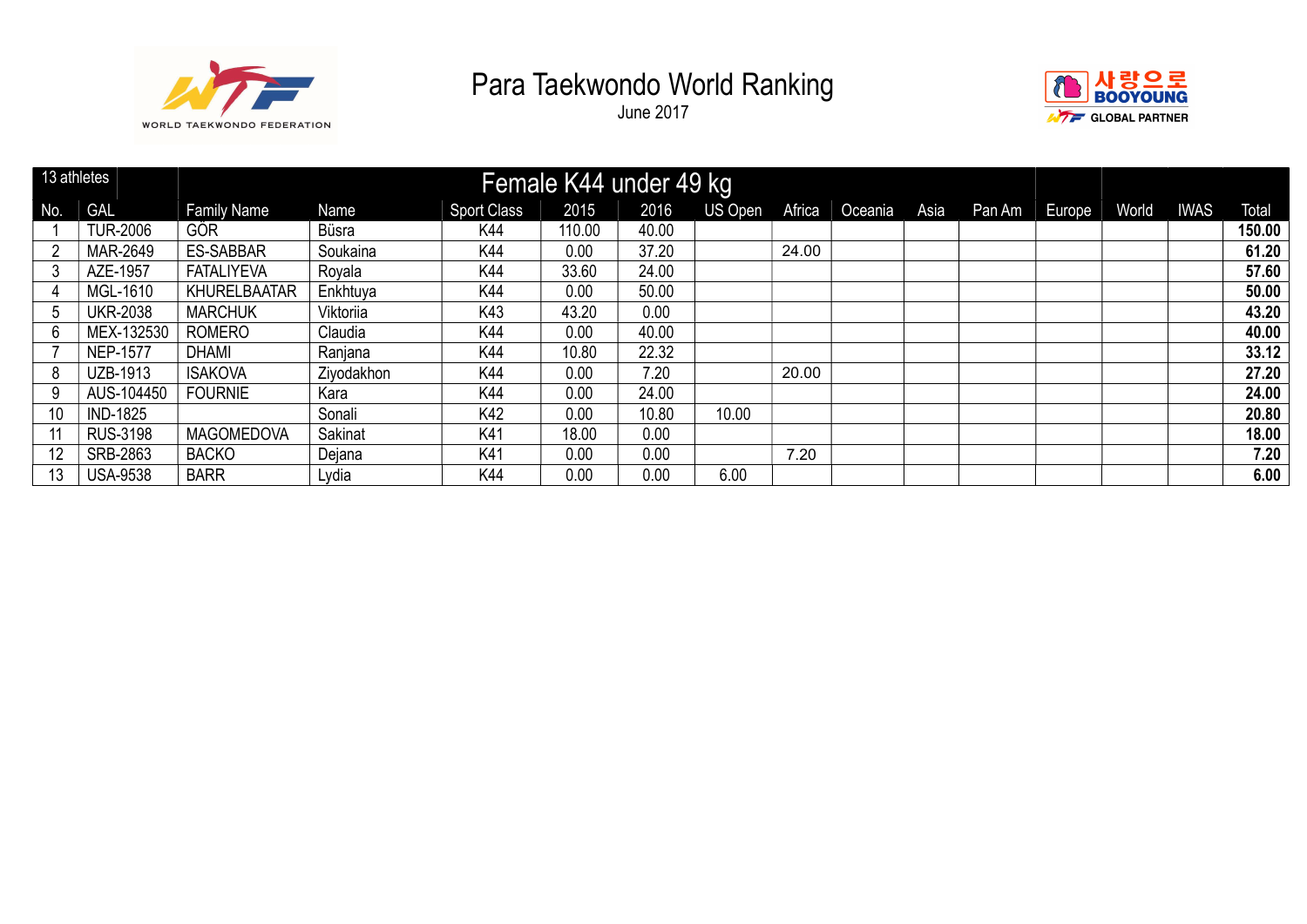# Para Taekwondo World Ranking

June 2017

## Female K44 under 49 kg

13 athletes

| No. | GAL | Family Name | Name | Sport Class | 2015 | 2016 | US Open | Africa | Oceania | Asia | Pan Am | Europe | World | IWAS | Total |
|---|---|---|---|---|---|---|---|---|---|---|---|---|---|---|---|
| 1 | TUR-2006 | GÖR | Büsra | K44 | 110.00 | 40.00 | | | | | | | | | **150.00** |
| 2 | MAR-2649 | ES-SABBAR | Soukaina | K44 | 0.00 | 37.20 | | 24.00 | | | | | | | **61.20** |
| 3 | AZE-1957 | FATALIYEVA | Royala | K44 | 33.60 | 24.00 | | | | | | | | | **57.60** |
| 4 | MGL-1610 | KHURELBAATAR | Enkhtuya | K44 | 0.00 | 50.00 | | | | | | | | | **50.00** |
| 5 | UKR-2038 | MARCHUK | Viktoriia | K43 | 43.20 | 0.00 | | | | | | | | | **43.20** |
| 6 | MEX-132530 | ROMERO | Claudia | K44 | 0.00 | 40.00 | | | | | | | | | **40.00** |
| 7 | NEP-1577 | DHAMI | Ranjana | K44 | 10.80 | 22.32 | | | | | | | | | **33.12** |
| 8 | UZB-1913 | ISAKOVA | Ziyodakhon | K44 | 0.00 | 7.20 | | 20.00 | | | | | | | **27.20** |
| 9 | AUS-104450 | FOURNIE | Kara | K44 | 0.00 | 24.00 | | | | | | | | | **24.00** |
| 10 | IND-1825 | | Sonali | K42 | 0.00 | 10.80 | 10.00 | | | | | | | | **20.80** |
| 11 | RUS-3198 | MAGOMEDOVA | Sakinat | K41 | 18.00 | 0.00 | | | | | | | | | **18.00** |
| 12 | SRB-2863 | BACKO | Dejana | K41 | 0.00 | 0.00 | | 7.20 | | | | | | | **7.20** |
| 13 | USA-9538 | BARR | Lydia | K44 | 0.00 | 0.00 | 6.00 | | | | | | | | **6.00** |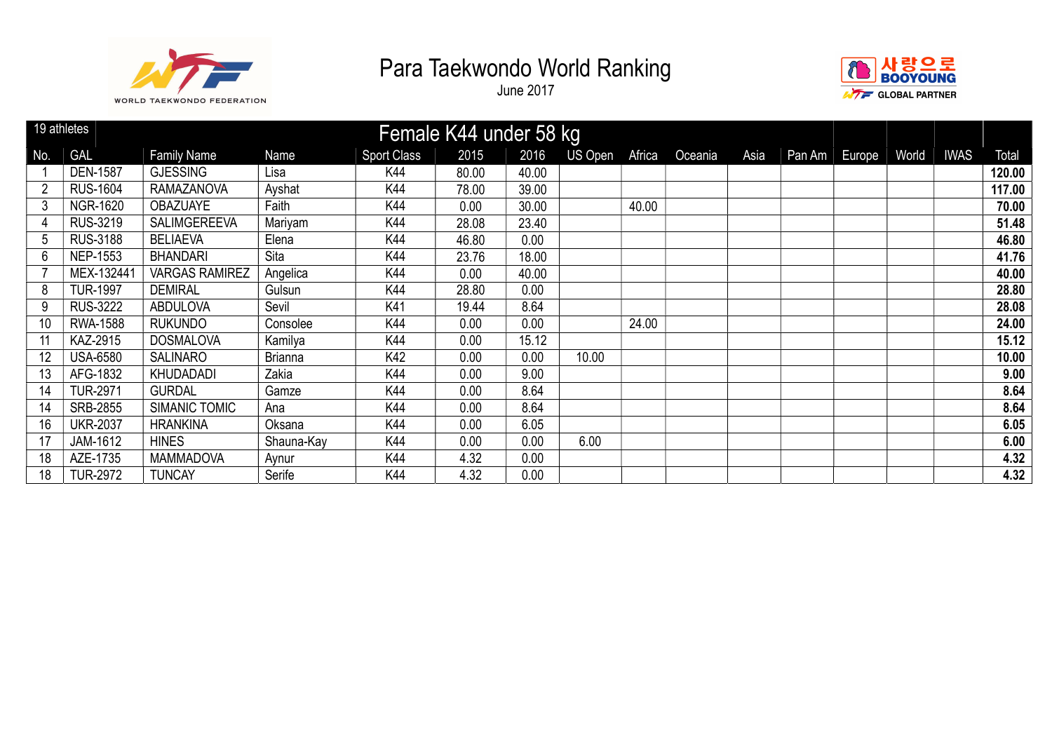# Para Taekwondo World Ranking

June 2017

19 athletes

## Female K44 under 58 kg

| No. | GAL | Family Name | Name | Sport Class | 2015 | 2016 | US Open | Africa | Oceania | Asia | Pan Am | Europe | World | IWAS | Total |
|---|---|---|---|---|---|---|---|---|---|---|---|---|---|---|---|
| 1 | DEN-1587 | GJESSING | Lisa | K44 | 80.00 | 40.00 | | | | | | | | | **120.00** |
| 2 | RUS-1604 | RAMAZANOVA | Ayshat | K44 | 78.00 | 39.00 | | | | | | | | | **117.00** |
| 3 | NGR-1620 | OBAZUAYE | Faith | K44 | 0.00 | 30.00 | | 40.00 | | | | | | | **70.00** |
| 4 | RUS-3219 | SALIMGEREEVA | Mariyam | K44 | 28.08 | 23.40 | | | | | | | | | **51.48** |
| 5 | RUS-3188 | BELIAEVA | Elena | K44 | 46.80 | 0.00 | | | | | | | | | **46.80** |
| 6 | NEP-1553 | BHANDARI | Sita | K44 | 23.76 | 18.00 | | | | | | | | | **41.76** |
| 7 | MEX-132441 | VARGAS RAMIREZ | Angelica | K44 | 0.00 | 40.00 | | | | | | | | | **40.00** |
| 8 | TUR-1997 | DEMIRAL | Gulsun | K44 | 28.80 | 0.00 | | | | | | | | | **28.80** |
| 9 | RUS-3222 | ABDULOVA | Sevil | K41 | 19.44 | 8.64 | | | | | | | | | **28.08** |
| 10 | RWA-1588 | RUKUNDO | Consolee | K44 | 0.00 | 0.00 | | 24.00 | | | | | | | **24.00** |
| 11 | KAZ-2915 | DOSMALOVA | Kamilya | K44 | 0.00 | 15.12 | | | | | | | | | **15.12** |
| 12 | USA-6580 | SALINARO | Brianna | K42 | 0.00 | 0.00 | 10.00 | | | | | | | | **10.00** |
| 13 | AFG-1832 | KHUDADADI | Zakia | K44 | 0.00 | 9.00 | | | | | | | | | **9.00** |
| 14 | TUR-2971 | GURDAL | Gamze | K44 | 0.00 | 8.64 | | | | | | | | | **8.64** |
| 14 | SRB-2855 | SIMANIC TOMIC | Ana | K44 | 0.00 | 8.64 | | | | | | | | | **8.64** |
| 16 | UKR-2037 | HRANKINA | Oksana | K44 | 0.00 | 6.05 | | | | | | | | | **6.05** |
| 17 | JAM-1612 | HINES | Shauna-Kay | K44 | 0.00 | 0.00 | 6.00 | | | | | | | | **6.00** |
| 18 | AZE-1735 | MAMMADOVA | Aynur | K44 | 4.32 | 0.00 | | | | | | | | | **4.32** |
| 18 | TUR-2972 | TUNCAY | Serife | K44 | 4.32 | 0.00 | | | | | | | | | **4.32** |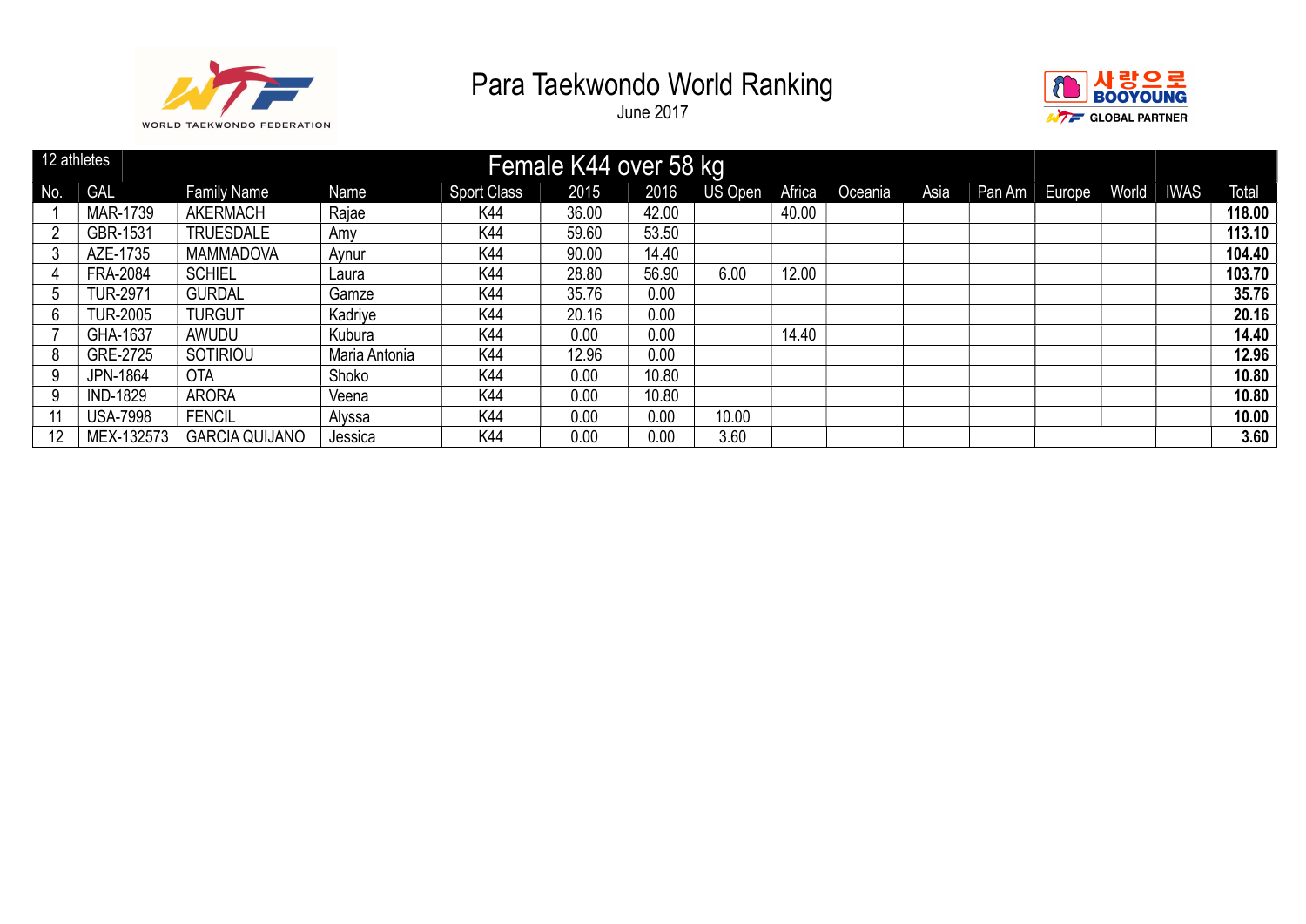# Para Taekwondo World Ranking

June 2017

| 12 athletes | | Female K44 over 58 kg | | | | | | | | | | | | | | |
|---|---|---|---|---|---|---|---|---|---|---|---|---|---|---|---|---|
| No. | GAL | Family Name | Name | Sport Class | 2015 | 2016 | US Open | Africa | Oceania | Asia | Pan Am | Europe | World | IWAS | Total |
| 1 | MAR-1739 | AKERMACH | Rajae | K44 | 36.00 | 42.00 | | 40.00 | | | | | | | **118.00** |
| 2 | GBR-1531 | TRUESDALE | Amy | K44 | 59.60 | 53.50 | | | | | | | | | **113.10** |
| 3 | AZE-1735 | MAMMADOVA | Aynur | K44 | 90.00 | 14.40 | | | | | | | | | **104.40** |
| 4 | FRA-2084 | SCHIEL | Laura | K44 | 28.80 | 56.90 | 6.00 | 12.00 | | | | | | | **103.70** |
| 5 | TUR-2971 | GURDAL | Gamze | K44 | 35.76 | 0.00 | | | | | | | | | **35.76** |
| 6 | TUR-2005 | TURGUT | Kadriye | K44 | 20.16 | 0.00 | | | | | | | | | **20.16** |
| 7 | GHA-1637 | AWUDU | Kubura | K44 | 0.00 | 0.00 | | 14.40 | | | | | | | **14.40** |
| 8 | GRE-2725 | SOTIRIOU | Maria Antonia | K44 | 12.96 | 0.00 | | | | | | | | | **12.96** |
| 9 | JPN-1864 | OTA | Shoko | K44 | 0.00 | 10.80 | | | | | | | | | **10.80** |
| 9 | IND-1829 | ARORA | Veena | K44 | 0.00 | 10.80 | | | | | | | | | **10.80** |
| 11 | USA-7998 | FENCIL | Alyssa | K44 | 0.00 | 0.00 | 10.00 | | | | | | | | **10.00** |
| 12 | MEX-132573 | GARCIA QUIJANO | Jessica | K44 | 0.00 | 0.00 | 3.60 | | | | | | | | **3.60** |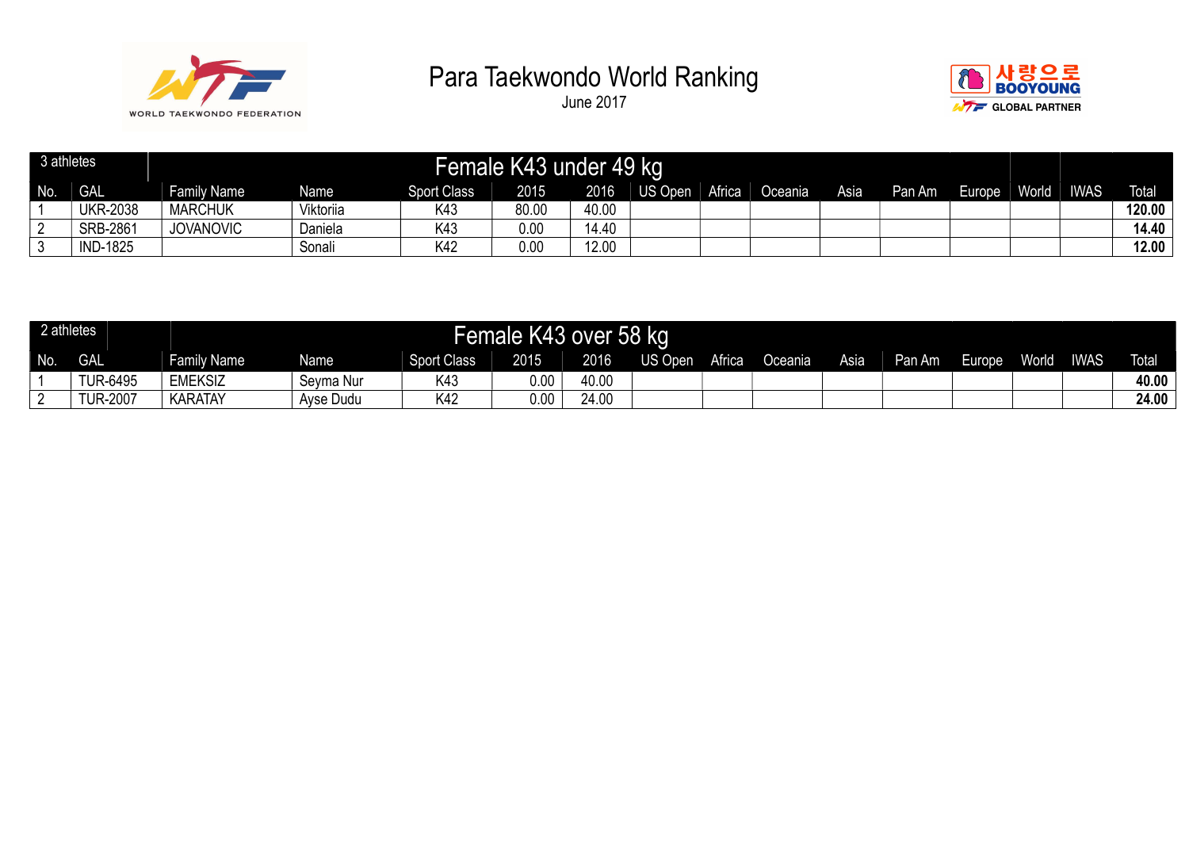# Para Taekwondo World Ranking

June 2017

| 3 athletes | | Female K43 under 49 kg | | | | | | | | | | | | | |
|---|---|---|---|---|---|---|---|---|---|---|---|---|---|---|---|
| No. | GAL | Family Name | Name | Sport Class | 2015 | 2016 | US Open | Africa | Oceania | Asia | Pan Am | Europe | World | IWAS | Total |
| 1 | UKR-2038 | MARCHUK | Viktoriia | K43 | 80.00 | 40.00 | | | | | | | | | **120.00** |
| 2 | SRB-2861 | JOVANOVIC | Daniela | K43 | 0.00 | 14.40 | | | | | | | | | **14.40** |
| 3 | IND-1825 | | Sonali | K42 | 0.00 | 12.00 | | | | | | | | | **12.00** |

| 2 athletes | | Female K43 over 58 kg | | | | | | | | | | | | | |
|---|---|---|---|---|---|---|---|---|---|---|---|---|---|---|---|
| No. | GAL | Family Name | Name | Sport Class | 2015 | 2016 | US Open | Africa | Oceania | Asia | Pan Am | Europe | World | IWAS | Total |
| 1 | TUR-6495 | EMEKSIZ | Seyma Nur | K43 | 0.00 | 40.00 | | | | | | | | | **40.00** |
| 2 | TUR-2007 | KARATAY | Ayse Dudu | K42 | 0.00 | 24.00 | | | | | | | | | **24.00** |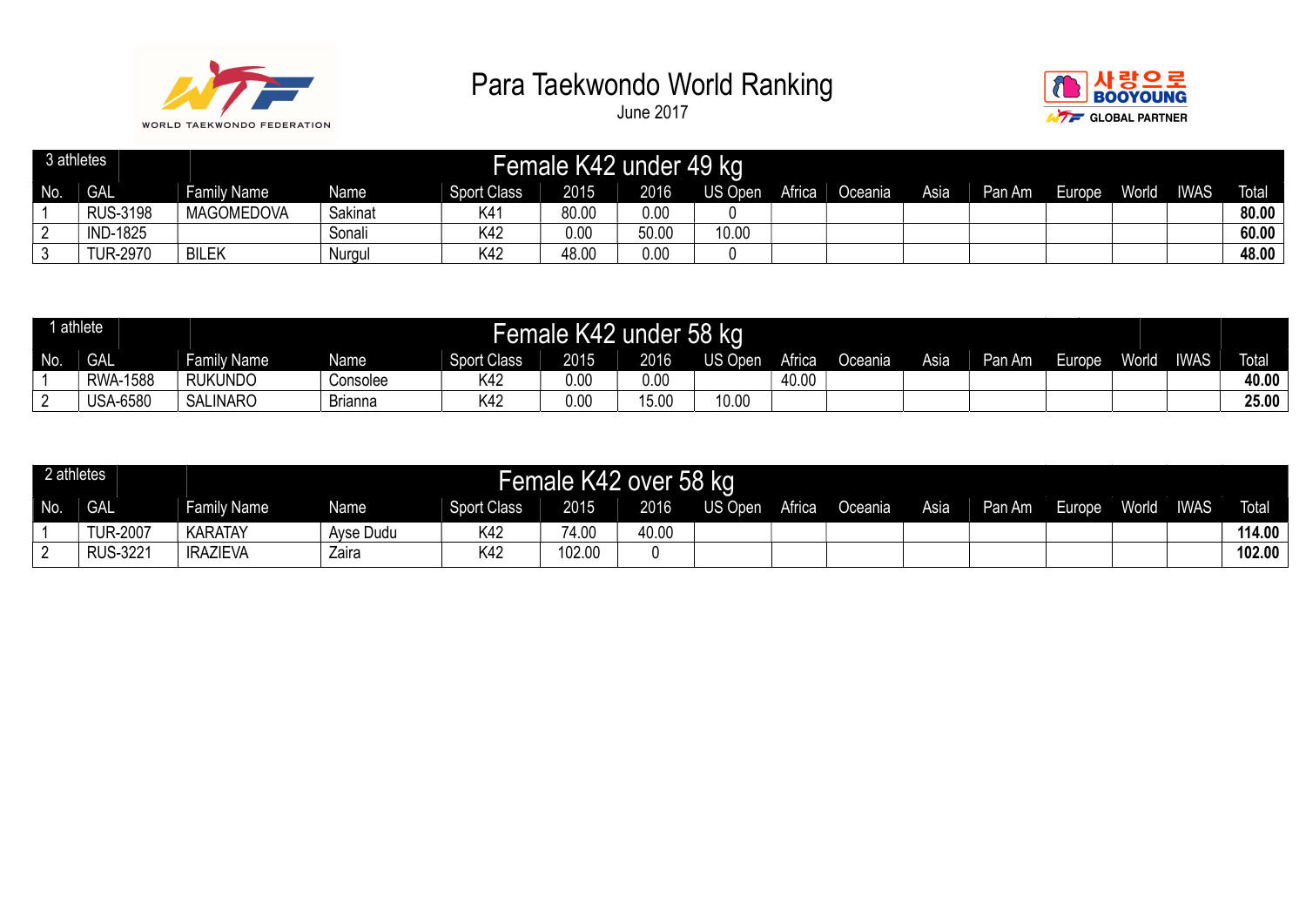# Para Taekwondo World Ranking

June 2017

WORLD TAEKWONDO FEDERATION

사랑으로 BOOYOUNG GLOBAL PARTNER

## Female K42 under 49 kg

3 athletes

| No. | GAL | Family Name | Name | Sport Class | 2015 | 2016 | US Open | Africa | Oceania | Asia | Pan Am | Europe | World | IWAS | Total |
|---|---|---|---|---|---|---|---|---|---|---|---|---|---|---|---|
| 1 | RUS-3198 | MAGOMEDOVA | Sakinat | K41 | 80.00 | 0.00 | 0 | | | | | | | | **80.00** |
| 2 | IND-1825 | | Sonali | K42 | 0.00 | 50.00 | 10.00 | | | | | | | | **60.00** |
| 3 | TUR-2970 | BILEK | Nurgul | K42 | 48.00 | 0.00 | 0 | | | | | | | | **48.00** |

## Female K42 under 58 kg

1 athlete

| No. | GAL | Family Name | Name | Sport Class | 2015 | 2016 | US Open | Africa | Oceania | Asia | Pan Am | Europe | World | IWAS | Total |
|---|---|---|---|---|---|---|---|---|---|---|---|---|---|---|---|
| 1 | RWA-1588 | RUKUNDO | Consolee | K42 | 0.00 | 0.00 | | 40.00 | | | | | | | **40.00** |
| 2 | USA-6580 | SALINARO | Brianna | K42 | 0.00 | 15.00 | 10.00 | | | | | | | | **25.00** |

## Female K42 over 58 kg

2 athletes

| No. | GAL | Family Name | Name | Sport Class | 2015 | 2016 | US Open | Africa | Oceania | Asia | Pan Am | Europe | World | IWAS | Total |
|---|---|---|---|---|---|---|---|---|---|---|---|---|---|---|---|
| 1 | TUR-2007 | KARATAY | Ayse Dudu | K42 | 74.00 | 40.00 | | | | | | | | | **114.00** |
| 2 | RUS-3221 | IRAZIEVA | Zaira | K42 | 102.00 | 0 | | | | | | | | | **102.00** |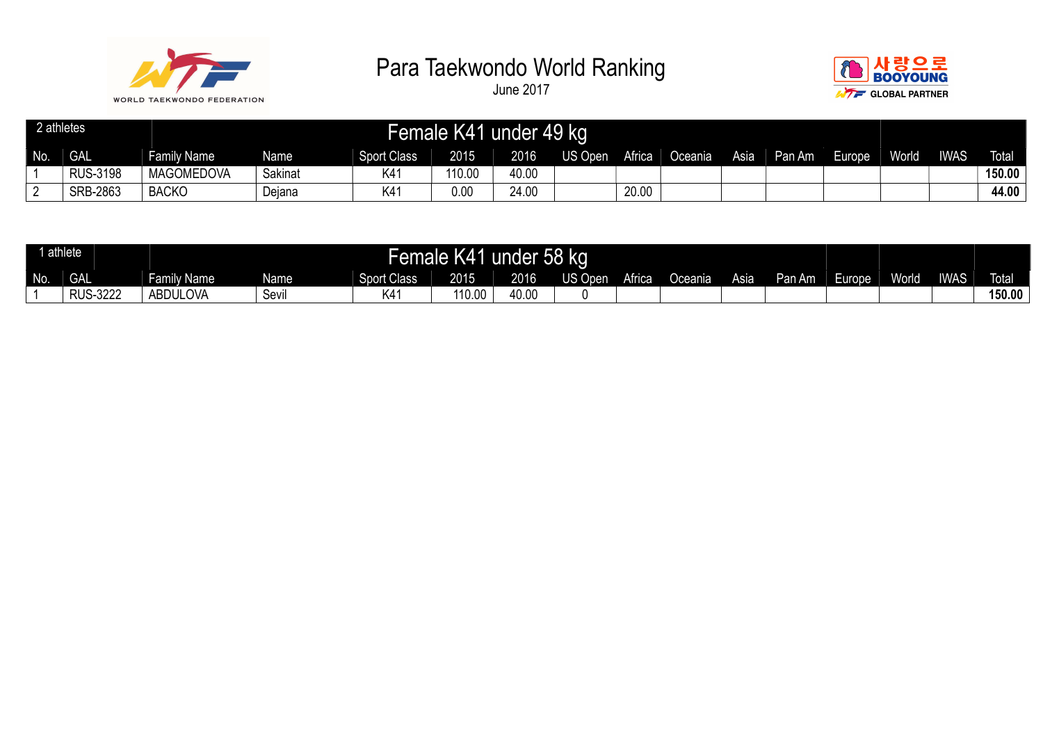# Para Taekwondo World Ranking

June 2017

2 athletes

## Female K41 under 49 kg

| No. | GAL | Family Name | Name | Sport Class | 2015 | 2016 | US Open | Africa | Oceania | Asia | Pan Am | Europe | World | IWAS | Total |
|---|---|---|---|---|---|---|---|---|---|---|---|---|---|---|---|
| 1 | RUS-3198 | MAGOMEDOVA | Sakinat | K41 | 110.00 | 40.00 | | | | | | | | | **150.00** |
| 2 | SRB-2863 | BACKO | Dejana | K41 | 0.00 | 24.00 | | 20.00 | | | | | | | **44.00** |

1 athlete

## Female K41 under 58 kg

| No. | GAL | Family Name | Name | Sport Class | 2015 | 2016 | US Open | Africa | Oceania | Asia | Pan Am | Europe | World | IWAS | Total |
|---|---|---|---|---|---|---|---|---|---|---|---|---|---|---|---|
| 1 | RUS-3222 | ABDULOVA | Sevil | K41 | 110.00 | 40.00 | 0 | | | | | | | | **150.00** |